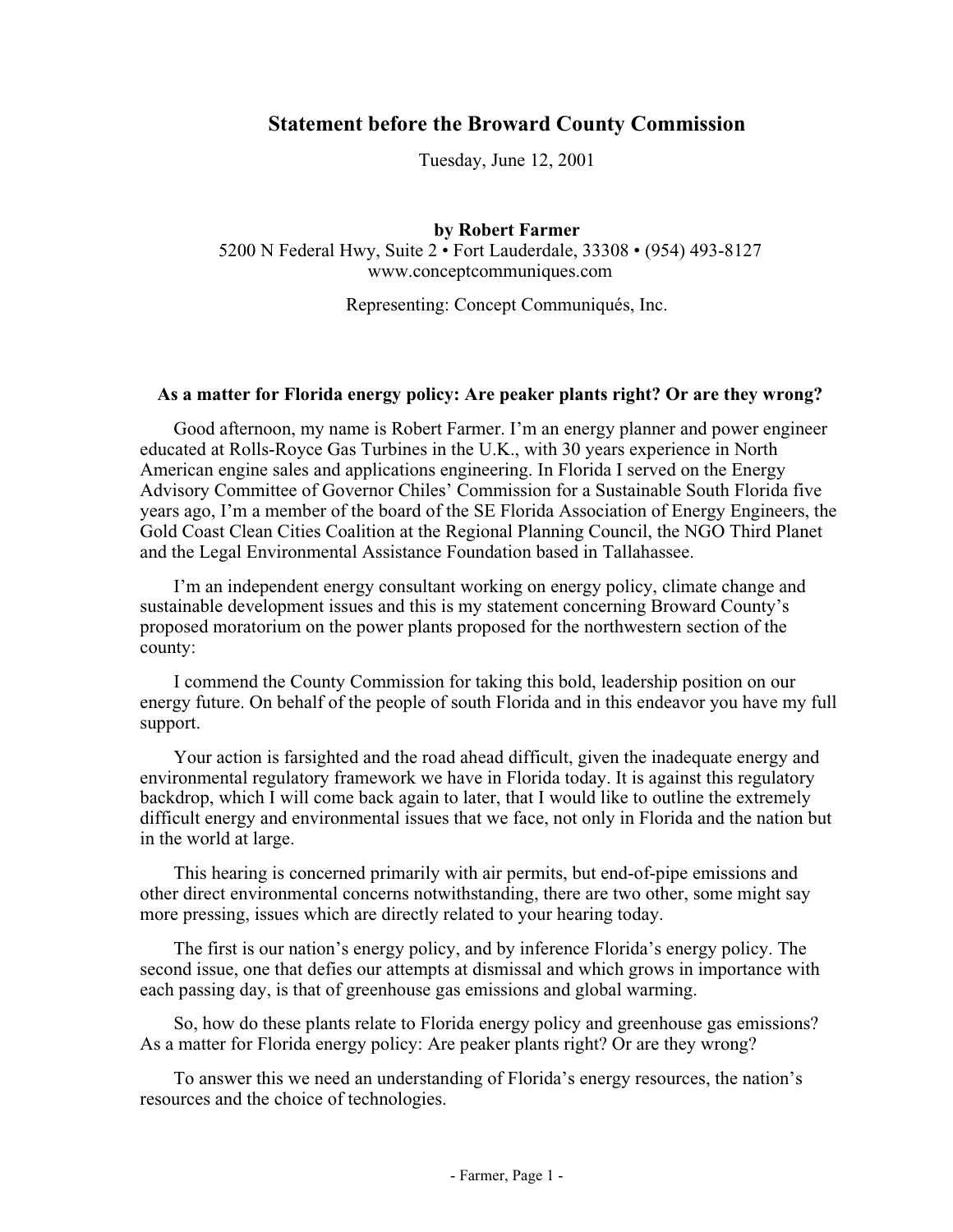# Statement before the Broward County Commission

Tuesday, June 12, 2001

**by Robert Farmer**
5200 N Federal Hwy, Suite 2 • Fort Lauderdale, 33308 • (954) 493-8127
www.conceptcommuniques.com

Representing: Concept Communiqués, Inc.

## As a matter for Florida energy policy: Are peaker plants right? Or are they wrong?

Good afternoon, my name is Robert Farmer. I'm an energy planner and power engineer educated at Rolls-Royce Gas Turbines in the U.K., with 30 years experience in North American engine sales and applications engineering. In Florida I served on the Energy Advisory Committee of Governor Chiles' Commission for a Sustainable South Florida five years ago, I'm a member of the board of the SE Florida Association of Energy Engineers, the Gold Coast Clean Cities Coalition at the Regional Planning Council, the NGO Third Planet and the Legal Environmental Assistance Foundation based in Tallahassee.

I'm an independent energy consultant working on energy policy, climate change and sustainable development issues and this is my statement concerning Broward County's proposed moratorium on the power plants proposed for the northwestern section of the county:

I commend the County Commission for taking this bold, leadership position on our energy future. On behalf of the people of south Florida and in this endeavor you have my full support.

Your action is farsighted and the road ahead difficult, given the inadequate energy and environmental regulatory framework we have in Florida today. It is against this regulatory backdrop, which I will come back again to later, that I would like to outline the extremely difficult energy and environmental issues that we face, not only in Florida and the nation but in the world at large.

This hearing is concerned primarily with air permits, but end-of-pipe emissions and other direct environmental concerns notwithstanding, there are two other, some might say more pressing, issues which are directly related to your hearing today.

The first is our nation's energy policy, and by inference Florida's energy policy. The second issue, one that defies our attempts at dismissal and which grows in importance with each passing day, is that of greenhouse gas emissions and global warming.

So, how do these plants relate to Florida energy policy and greenhouse gas emissions? As a matter for Florida energy policy: Are peaker plants right? Or are they wrong?

To answer this we need an understanding of Florida's energy resources, the nation's resources and the choice of technologies.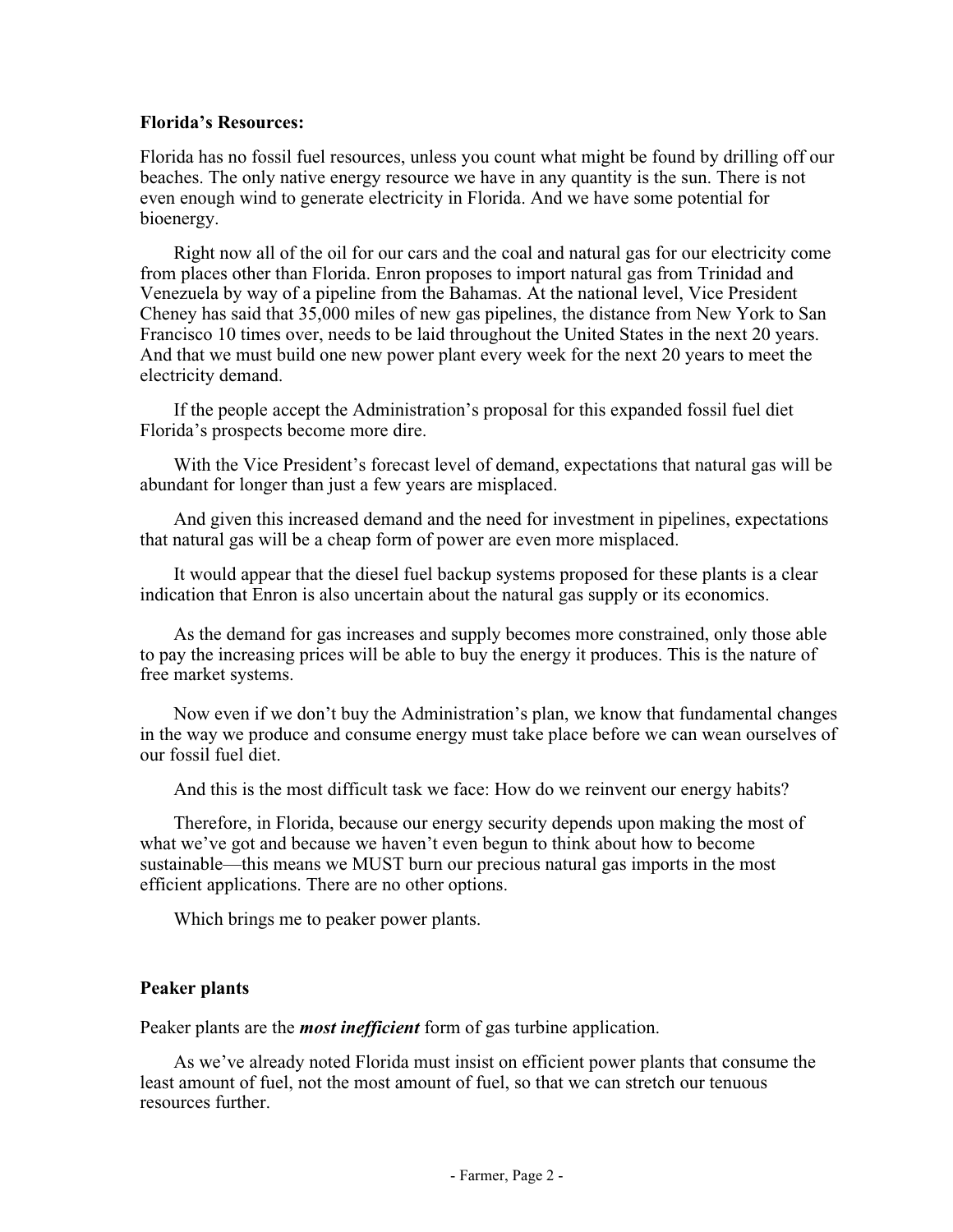**Florida's Resources:**

Florida has no fossil fuel resources, unless you count what might be found by drilling off our beaches. The only native energy resource we have in any quantity is the sun. There is not even enough wind to generate electricity in Florida. And we have some potential for bioenergy.

Right now all of the oil for our cars and the coal and natural gas for our electricity come from places other than Florida. Enron proposes to import natural gas from Trinidad and Venezuela by way of a pipeline from the Bahamas. At the national level, Vice President Cheney has said that 35,000 miles of new gas pipelines, the distance from New York to San Francisco 10 times over, needs to be laid throughout the United States in the next 20 years. And that we must build one new power plant every week for the next 20 years to meet the electricity demand.

If the people accept the Administration's proposal for this expanded fossil fuel diet Florida's prospects become more dire.

With the Vice President's forecast level of demand, expectations that natural gas will be abundant for longer than just a few years are misplaced.

And given this increased demand and the need for investment in pipelines, expectations that natural gas will be a cheap form of power are even more misplaced.

It would appear that the diesel fuel backup systems proposed for these plants is a clear indication that Enron is also uncertain about the natural gas supply or its economics.

As the demand for gas increases and supply becomes more constrained, only those able to pay the increasing prices will be able to buy the energy it produces. This is the nature of free market systems.

Now even if we don't buy the Administration's plan, we know that fundamental changes in the way we produce and consume energy must take place before we can wean ourselves of our fossil fuel diet.

And this is the most difficult task we face: How do we reinvent our energy habits?

Therefore, in Florida, because our energy security depends upon making the most of what we've got and because we haven't even begun to think about how to become sustainable—this means we MUST burn our precious natural gas imports in the most efficient applications. There are no other options.

Which brings me to peaker power plants.

**Peaker plants**

Peaker plants are the ***most inefficient*** form of gas turbine application.

As we've already noted Florida must insist on efficient power plants that consume the least amount of fuel, not the most amount of fuel, so that we can stretch our tenuous resources further.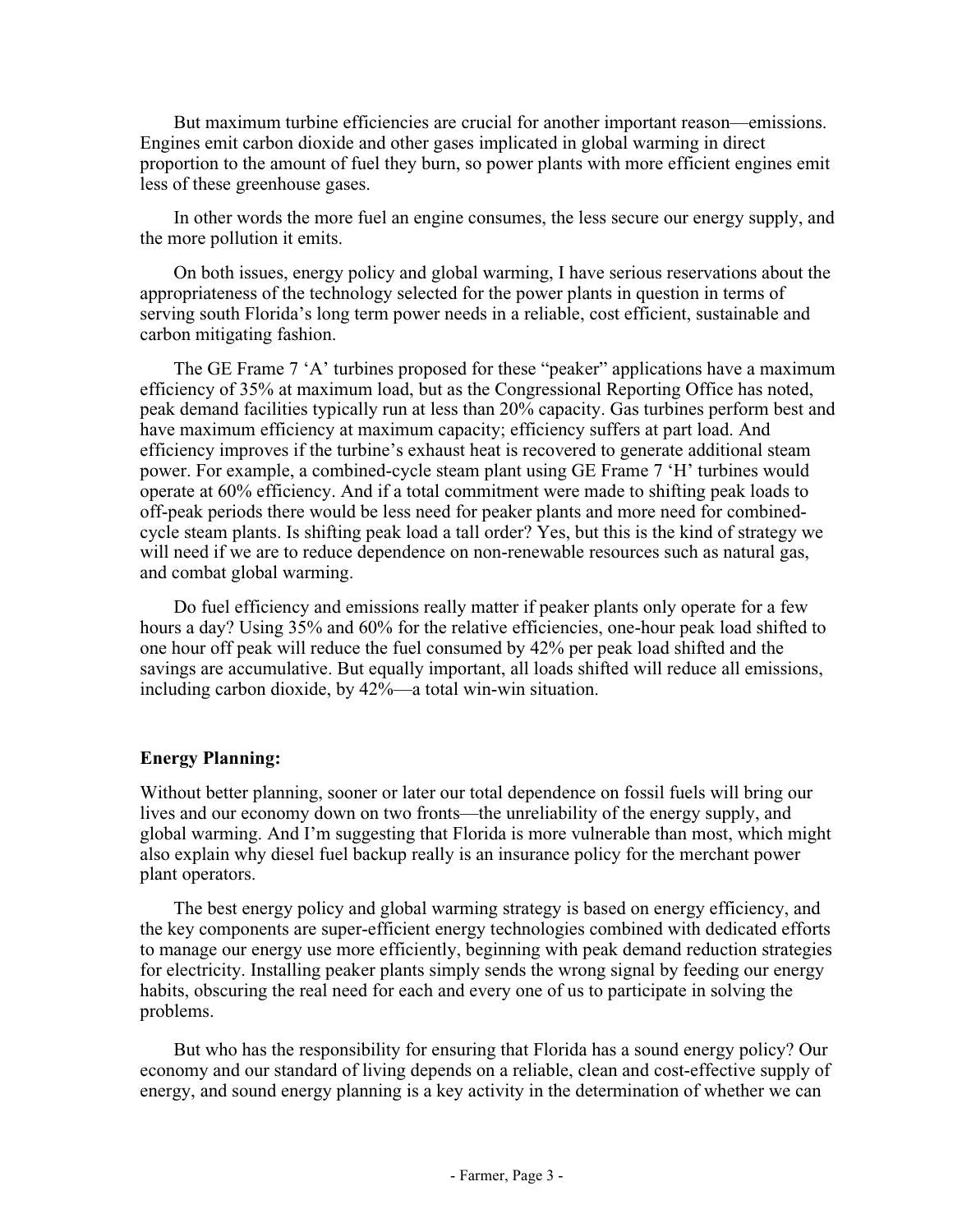But maximum turbine efficiencies are crucial for another important reason—emissions. Engines emit carbon dioxide and other gases implicated in global warming in direct proportion to the amount of fuel they burn, so power plants with more efficient engines emit less of these greenhouse gases.

In other words the more fuel an engine consumes, the less secure our energy supply, and the more pollution it emits.

On both issues, energy policy and global warming, I have serious reservations about the appropriateness of the technology selected for the power plants in question in terms of serving south Florida's long term power needs in a reliable, cost efficient, sustainable and carbon mitigating fashion.

The GE Frame 7 'A' turbines proposed for these "peaker" applications have a maximum efficiency of 35% at maximum load, but as the Congressional Reporting Office has noted, peak demand facilities typically run at less than 20% capacity. Gas turbines perform best and have maximum efficiency at maximum capacity; efficiency suffers at part load. And efficiency improves if the turbine's exhaust heat is recovered to generate additional steam power. For example, a combined-cycle steam plant using GE Frame 7 'H' turbines would operate at 60% efficiency. And if a total commitment were made to shifting peak loads to off-peak periods there would be less need for peaker plants and more need for combined-cycle steam plants. Is shifting peak load a tall order? Yes, but this is the kind of strategy we will need if we are to reduce dependence on non-renewable resources such as natural gas, and combat global warming.

Do fuel efficiency and emissions really matter if peaker plants only operate for a few hours a day? Using 35% and 60% for the relative efficiencies, one-hour peak load shifted to one hour off peak will reduce the fuel consumed by 42% per peak load shifted and the savings are accumulative. But equally important, all loads shifted will reduce all emissions, including carbon dioxide, by 42%—a total win-win situation.

**Energy Planning:**

Without better planning, sooner or later our total dependence on fossil fuels will bring our lives and our economy down on two fronts—the unreliability of the energy supply, and global warming. And I'm suggesting that Florida is more vulnerable than most, which might also explain why diesel fuel backup really is an insurance policy for the merchant power plant operators.

The best energy policy and global warming strategy is based on energy efficiency, and the key components are super-efficient energy technologies combined with dedicated efforts to manage our energy use more efficiently, beginning with peak demand reduction strategies for electricity. Installing peaker plants simply sends the wrong signal by feeding our energy habits, obscuring the real need for each and every one of us to participate in solving the problems.

But who has the responsibility for ensuring that Florida has a sound energy policy? Our economy and our standard of living depends on a reliable, clean and cost-effective supply of energy, and sound energy planning is a key activity in the determination of whether we can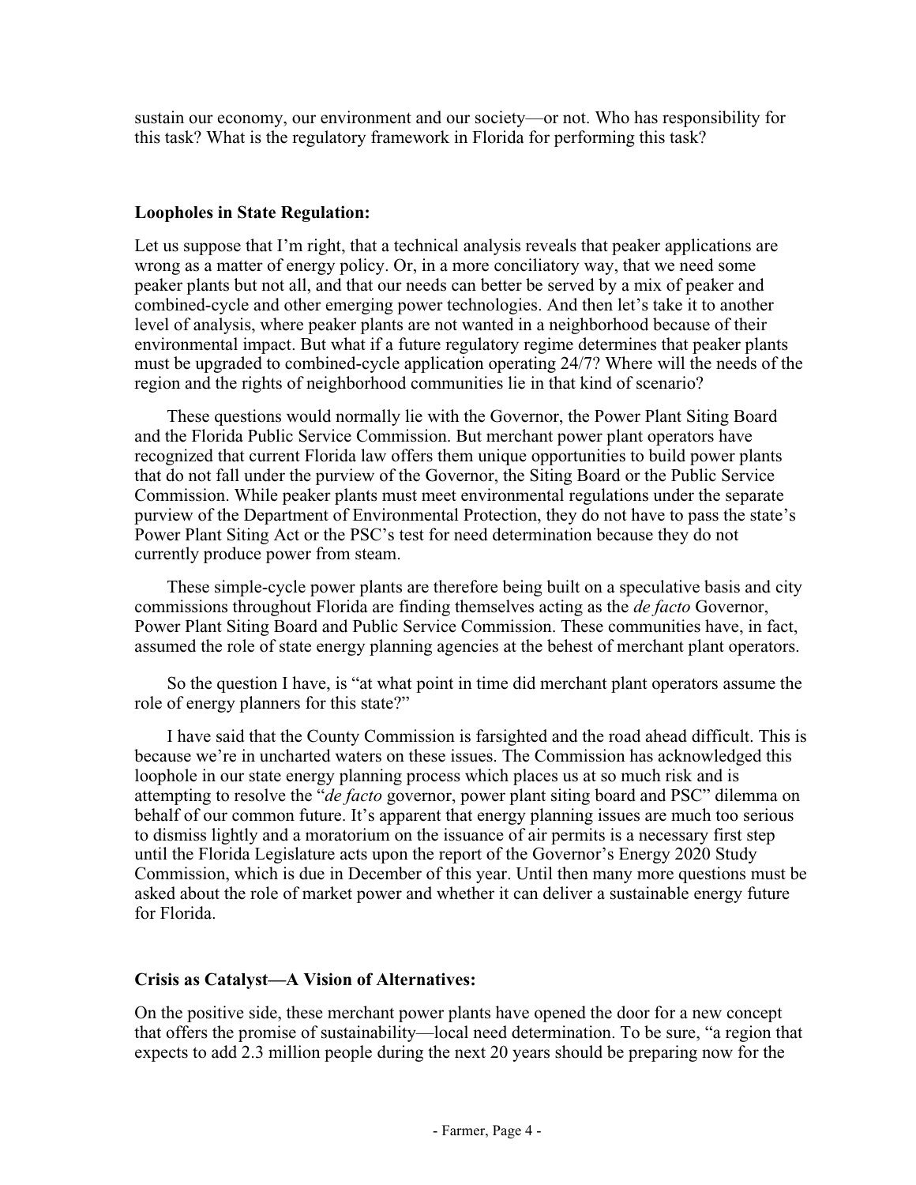sustain our economy, our environment and our society—or not. Who has responsibility for this task? What is the regulatory framework in Florida for performing this task?

**Loopholes in State Regulation:**

Let us suppose that I'm right, that a technical analysis reveals that peaker applications are wrong as a matter of energy policy. Or, in a more conciliatory way, that we need some peaker plants but not all, and that our needs can better be served by a mix of peaker and combined-cycle and other emerging power technologies. And then let's take it to another level of analysis, where peaker plants are not wanted in a neighborhood because of their environmental impact. But what if a future regulatory regime determines that peaker plants must be upgraded to combined-cycle application operating 24/7? Where will the needs of the region and the rights of neighborhood communities lie in that kind of scenario?

These questions would normally lie with the Governor, the Power Plant Siting Board and the Florida Public Service Commission. But merchant power plant operators have recognized that current Florida law offers them unique opportunities to build power plants that do not fall under the purview of the Governor, the Siting Board or the Public Service Commission. While peaker plants must meet environmental regulations under the separate purview of the Department of Environmental Protection, they do not have to pass the state's Power Plant Siting Act or the PSC's test for need determination because they do not currently produce power from steam.

These simple-cycle power plants are therefore being built on a speculative basis and city commissions throughout Florida are finding themselves acting as the *de facto* Governor, Power Plant Siting Board and Public Service Commission. These communities have, in fact, assumed the role of state energy planning agencies at the behest of merchant plant operators.

So the question I have, is "at what point in time did merchant plant operators assume the role of energy planners for this state?"

I have said that the County Commission is farsighted and the road ahead difficult. This is because we're in uncharted waters on these issues. The Commission has acknowledged this loophole in our state energy planning process which places us at so much risk and is attempting to resolve the "*de facto* governor, power plant siting board and PSC" dilemma on behalf of our common future. It's apparent that energy planning issues are much too serious to dismiss lightly and a moratorium on the issuance of air permits is a necessary first step until the Florida Legislature acts upon the report of the Governor's Energy 2020 Study Commission, which is due in December of this year. Until then many more questions must be asked about the role of market power and whether it can deliver a sustainable energy future for Florida.

**Crisis as Catalyst—A Vision of Alternatives:**

On the positive side, these merchant power plants have opened the door for a new concept that offers the promise of sustainability—local need determination. To be sure, "a region that expects to add 2.3 million people during the next 20 years should be preparing now for the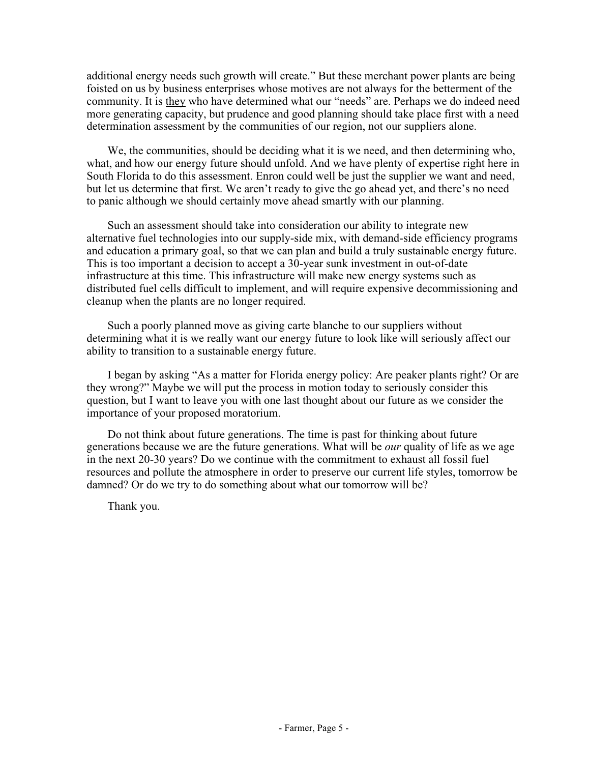additional energy needs such growth will create." But these merchant power plants are being foisted on us by business enterprises whose motives are not always for the betterment of the community. It is <u>they</u> who have determined what our "needs" are. Perhaps we do indeed need more generating capacity, but prudence and good planning should take place first with a need determination assessment by the communities of our region, not our suppliers alone.

We, the communities, should be deciding what it is we need, and then determining who, what, and how our energy future should unfold. And we have plenty of expertise right here in South Florida to do this assessment. Enron could well be just the supplier we want and need, but let us determine that first. We aren't ready to give the go ahead yet, and there's no need to panic although we should certainly move ahead smartly with our planning.

Such an assessment should take into consideration our ability to integrate new alternative fuel technologies into our supply-side mix, with demand-side efficiency programs and education a primary goal, so that we can plan and build a truly sustainable energy future. This is too important a decision to accept a 30-year sunk investment in out-of-date infrastructure at this time. This infrastructure will make new energy systems such as distributed fuel cells difficult to implement, and will require expensive decommissioning and cleanup when the plants are no longer required.

Such a poorly planned move as giving carte blanche to our suppliers without determining what it is we really want our energy future to look like will seriously affect our ability to transition to a sustainable energy future.

I began by asking "As a matter for Florida energy policy: Are peaker plants right? Or are they wrong?" Maybe we will put the process in motion today to seriously consider this question, but I want to leave you with one last thought about our future as we consider the importance of your proposed moratorium.

Do not think about future generations. The time is past for thinking about future generations because we are the future generations. What will be *our* quality of life as we age in the next 20-30 years? Do we continue with the commitment to exhaust all fossil fuel resources and pollute the atmosphere in order to preserve our current life styles, tomorrow be damned? Or do we try to do something about what our tomorrow will be?

Thank you.